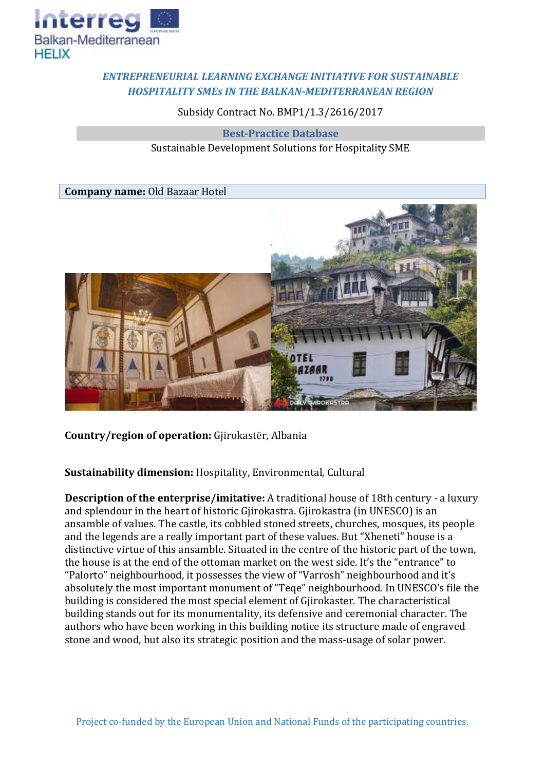***ENTREPRENEURIAL LEARNING EXCHANGE INITIATIVE FOR SUSTAINABLE HOSPITALITY SMEs IN THE BALKAN-MEDITERRANEAN REGION***

Subsidy Contract No. BMP1/1.3/2616/2017

**Best-Practice Database**

Sustainable Development Solutions for Hospitality SME

**Company name:** Old Bazaar Hotel

**Country/region of operation:** Gjirokastër, Albania

**Sustainability dimension:** Hospitality, Environmental, Cultural

**Description of the enterprise/imitative:** A traditional house of 18th century - a luxury and splendour in the heart of historic Gjirokastra. Gjirokastra (in UNESCO) is an ansamble of values. The castle, its cobbled stoned streets, churches, mosques, its people and the legends are a really important part of these values. But "Xheneti" house is a distinctive virtue of this ansamble. Situated in the centre of the historic part of the town, the house is at the end of the ottoman market on the west side. It's the "entrance" to "Palorto" neighbourhood, it possesses the view of "Varrosh" neighbourhood and it's absolutely the most important monument of "Teqe" neighbourhood. In UNESCO's file the building is considered the most special element of Gjirokaster. The characteristical building stands out for its monumentality, its defensive and ceremonial character. The authors who have been working in this building notice its structure made of engraved stone and wood, but also its strategic position and the mass-usage of solar power.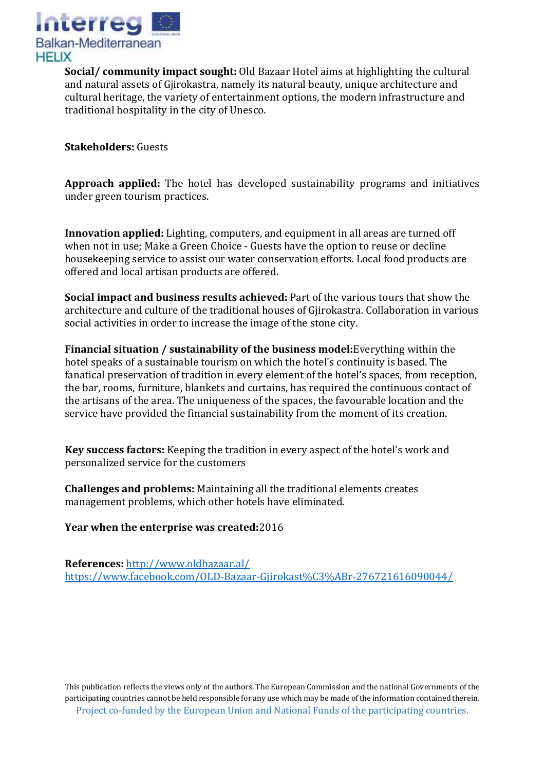**Social/ community impact sought:** Old Bazaar Hotel aims at highlighting the cultural and natural assets of Gjirokastra, namely its natural beauty, unique architecture and cultural heritage, the variety of entertainment options, the modern infrastructure and traditional hospitality in the city of Unesco.

**Stakeholders:** Guests

**Approach applied:** The hotel has developed sustainability programs and initiatives under green tourism practices.

**Innovation applied:** Lighting, computers, and equipment in all areas are turned off when not in use; Make a Green Choice - Guests have the option to reuse or decline housekeeping service to assist our water conservation efforts. Local food products are offered and local artisan products are offered.

**Social impact and business results achieved:** Part of the various tours that show the architecture and culture of the traditional houses of Gjirokastra. Collaboration in various social activities in order to increase the image of the stone city.

**Financial situation / sustainability of the business model:**Everything within the hotel speaks of a sustainable tourism on which the hotel's continuity is based. The fanatical preservation of tradition in every element of the hotel's spaces, from reception, the bar, rooms, furniture, blankets and curtains, has required the continuous contact of the artisans of the area. The uniqueness of the spaces, the favourable location and the service have provided the financial sustainability from the moment of its creation.

**Key success factors:** Keeping the tradition in every aspect of the hotel's work and personalized service for the customers

**Challenges and problems:** Maintaining all the traditional elements creates management problems, which other hotels have eliminated.

**Year when the enterprise was created:**2016

**References:** http://www.oldbazaar.al/
https://www.facebook.com/OLD-Bazaar-Gjirokast%C3%ABr-276721616090044/

This publication reflects the views only of the authors. The European Commission and the national Governments of the participating countries cannot be held responsible for any use which may be made of the information contained therein.
Project co-funded by the European Union and National Funds of the participating countries.